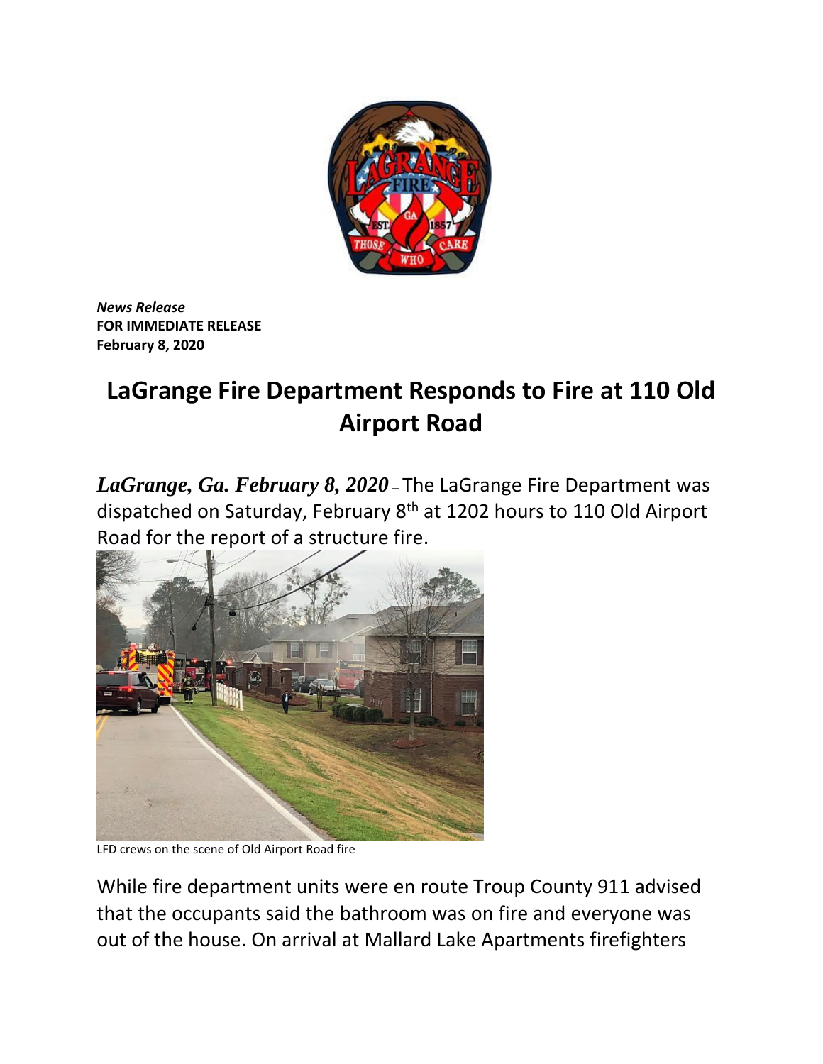*News Release*
**FOR IMMEDIATE RELEASE**
**February 8, 2020**

# LaGrange Fire Department Responds to Fire at 110 Old Airport Road

***LaGrange, Ga. February 8, 2020*** – The LaGrange Fire Department was dispatched on Saturday, February 8th at 1202 hours to 110 Old Airport Road for the report of a structure fire.

LFD crews on the scene of Old Airport Road fire

While fire department units were en route Troup County 911 advised that the occupants said the bathroom was on fire and everyone was out of the house. On arrival at Mallard Lake Apartments firefighters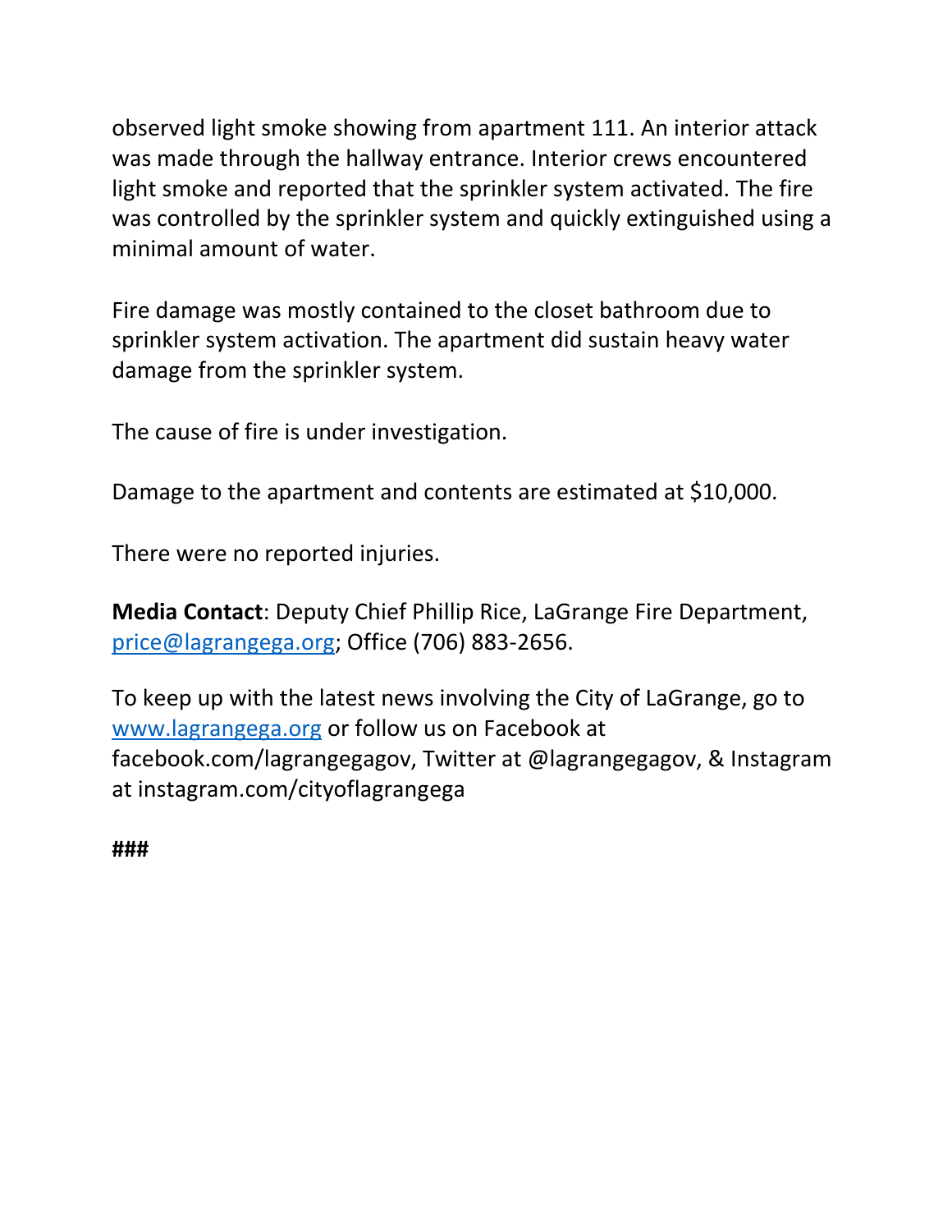observed light smoke showing from apartment 111. An interior attack was made through the hallway entrance. Interior crews encountered light smoke and reported that the sprinkler system activated. The fire was controlled by the sprinkler system and quickly extinguished using a minimal amount of water.

Fire damage was mostly contained to the closet bathroom due to sprinkler system activation. The apartment did sustain heavy water damage from the sprinkler system.

The cause of fire is under investigation.

Damage to the apartment and contents are estimated at $10,000.

There were no reported injuries.

**Media Contact**: Deputy Chief Phillip Rice, LaGrange Fire Department, price@lagrangega.org; Office (706) 883-2656.

To keep up with the latest news involving the City of LaGrange, go to www.lagrangega.org or follow us on Facebook at facebook.com/lagrangegagov, Twitter at @lagrangegagov, & Instagram at instagram.com/cityoflagrangega

**###**